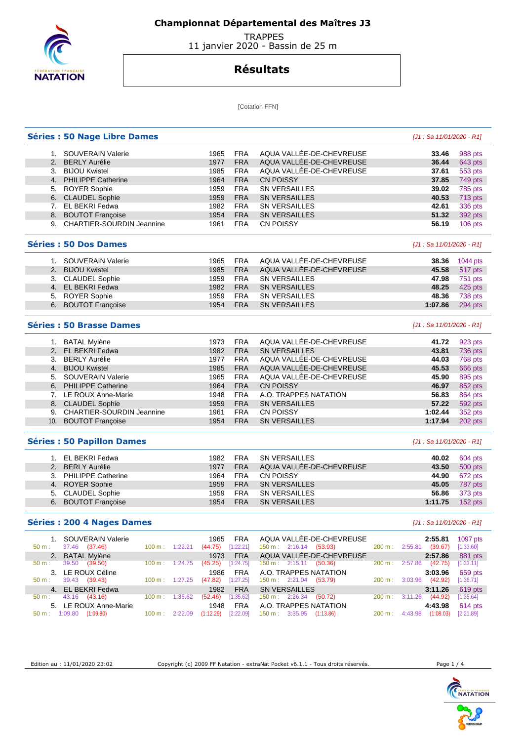# Championnat Départemental des Maîtres J3

TRAPPES
11 janvier 2020 - Bassin de 25 m

## Résultats

[Cotation FFN]

### Séries : 50 Nage Libre Dames

*[J1 : Sa 11/01/2020 - R1]*

| | Nom | Année | Nat. | Club | Temps | Points |
|---|---|---|---|---|---|---|
| 1. | SOUVERAIN Valerie | 1965 | FRA | AQUA VALLÉE-DE-CHEVREUSE | **33.46** | 988 pts |
| 2. | BERLY Aurélie | 1977 | FRA | AQUA VALLÉE-DE-CHEVREUSE | **36.44** | 643 pts |
| 3. | BIJOU Kwistel | 1985 | FRA | AQUA VALLÉE-DE-CHEVREUSE | **37.61** | 553 pts |
| 4. | PHILIPPE Catherine | 1964 | FRA | CN POISSY | **37.85** | 749 pts |
| 5. | ROYER Sophie | 1959 | FRA | SN VERSAILLES | **39.02** | 785 pts |
| 6. | CLAUDEL Sophie | 1959 | FRA | SN VERSAILLES | **40.53** | 713 pts |
| 7. | EL BEKRI Fedwa | 1982 | FRA | SN VERSAILLES | **42.61** | 336 pts |
| 8. | BOUTOT Françoise | 1954 | FRA | SN VERSAILLES | **51.32** | 392 pts |
| 9. | CHARTIER-SOURDIN Jeannine | 1961 | FRA | CN POISSY | **56.19** | 106 pts |

### Séries : 50 Dos Dames

*[J1 : Sa 11/01/2020 - R1]*

| | Nom | Année | Nat. | Club | Temps | Points |
|---|---|---|---|---|---|---|
| 1. | SOUVERAIN Valerie | 1965 | FRA | AQUA VALLÉE-DE-CHEVREUSE | **38.36** | 1044 pts |
| 2. | BIJOU Kwistel | 1985 | FRA | AQUA VALLÉE-DE-CHEVREUSE | **45.58** | 517 pts |
| 3. | CLAUDEL Sophie | 1959 | FRA | SN VERSAILLES | **47.98** | 751 pts |
| 4. | EL BEKRI Fedwa | 1982 | FRA | SN VERSAILLES | **48.25** | 425 pts |
| 5. | ROYER Sophie | 1959 | FRA | SN VERSAILLES | **48.36** | 738 pts |
| 6. | BOUTOT Françoise | 1954 | FRA | SN VERSAILLES | **1:07.86** | 294 pts |

### Séries : 50 Brasse Dames

*[J1 : Sa 11/01/2020 - R1]*

| | Nom | Année | Nat. | Club | Temps | Points |
|---|---|---|---|---|---|---|
| 1. | BATAL Mylène | 1973 | FRA | AQUA VALLÉE-DE-CHEVREUSE | **41.72** | 923 pts |
| 2. | EL BEKRI Fedwa | 1982 | FRA | SN VERSAILLES | **43.81** | 736 pts |
| 3. | BERLY Aurélie | 1977 | FRA | AQUA VALLÉE-DE-CHEVREUSE | **44.03** | 768 pts |
| 4. | BIJOU Kwistel | 1985 | FRA | AQUA VALLÉE-DE-CHEVREUSE | **45.53** | 666 pts |
| 5. | SOUVERAIN Valerie | 1965 | FRA | AQUA VALLÉE-DE-CHEVREUSE | **45.90** | 895 pts |
| 6. | PHILIPPE Catherine | 1964 | FRA | CN POISSY | **46.97** | 852 pts |
| 7. | LE ROUX Anne-Marie | 1948 | FRA | A.O. TRAPPES NATATION | **56.83** | 864 pts |
| 8. | CLAUDEL Sophie | 1959 | FRA | SN VERSAILLES | **57.22** | 592 pts |
| 9. | CHARTIER-SOURDIN Jeannine | 1961 | FRA | CN POISSY | **1:02.44** | 352 pts |
| 10. | BOUTOT Françoise | 1954 | FRA | SN VERSAILLES | **1:17.94** | 202 pts |

### Séries : 50 Papillon Dames

*[J1 : Sa 11/01/2020 - R1]*

| | Nom | Année | Nat. | Club | Temps | Points |
|---|---|---|---|---|---|---|
| 1. | EL BEKRI Fedwa | 1982 | FRA | SN VERSAILLES | **40.02** | 604 pts |
| 2. | BERLY Aurélie | 1977 | FRA | AQUA VALLÉE-DE-CHEVREUSE | **43.50** | 500 pts |
| 3. | PHILIPPE Catherine | 1964 | FRA | CN POISSY | **44.90** | 672 pts |
| 4. | ROYER Sophie | 1959 | FRA | SN VERSAILLES | **45.05** | 787 pts |
| 5. | CLAUDEL Sophie | 1959 | FRA | SN VERSAILLES | **56.86** | 373 pts |
| 6. | BOUTOT Françoise | 1954 | FRA | SN VERSAILLES | **1:11.75** | 152 pts |

### Séries : 200 4 Nages Dames

*[J1 : Sa 11/01/2020 - R1]*

| | Nom | Année | Nat. | Club | Temps | Points |
|---|---|---|---|---|---|---|
| 1. | SOUVERAIN Valerie | 1965 | FRA | AQUA VALLÉE-DE-CHEVREUSE | **2:55.81** | 1097 pts |
| | 50 m : 37.46 (37.46) | 100 m : 1:22.21 (44.75) [1:22.21] | | 150 m : 2:16.14 (53.93) | 200 m : 2:55.81 (39.67) [1:33.60] | |
| 2. | BATAL Mylène | 1973 | FRA | AQUA VALLÉE-DE-CHEVREUSE | **2:57.86** | 881 pts |
| | 50 m : 39.50 (39.50) | 100 m : 1:24.75 (45.25) [1:24.75] | | 150 m : 2:15.11 (50.36) | 200 m : 2:57.86 (42.75) [1:33.11] | |
| 3. | LE ROUX Céline | 1986 | FRA | A.O. TRAPPES NATATION | **3:03.96** | 659 pts |
| | 50 m : 39.43 (39.43) | 100 m : 1:27.25 (47.82) [1:27.25] | | 150 m : 2:21.04 (53.79) | 200 m : 3:03.96 (42.92) [1:36.71] | |
| 4. | EL BEKRI Fedwa | 1982 | FRA | SN VERSAILLES | **3:11.26** | 619 pts |
| | 50 m : 43.16 (43.16) | 100 m : 1:35.62 (52.46) [1:35.62] | | 150 m : 2:26.34 (50.72) | 200 m : 3:11.26 (44.92) [1:35.64] | |
| 5. | LE ROUX Anne-Marie | 1948 | FRA | A.O. TRAPPES NATATION | **4:43.98** | 614 pts |
| | 50 m : 1:09.80 (1:09.80) | 100 m : 2:22.09 (1:12.29) [2:22.09] | | 150 m : 3:35.95 (1:13.86) | 200 m : 4:43.98 (1:08.03) [2:21.89] | |

Edition au : 11/01/2020 23:02 — Copyright (c) 2009 FF Natation - extraNat Pocket v6.1.1 - Tous droits réservés.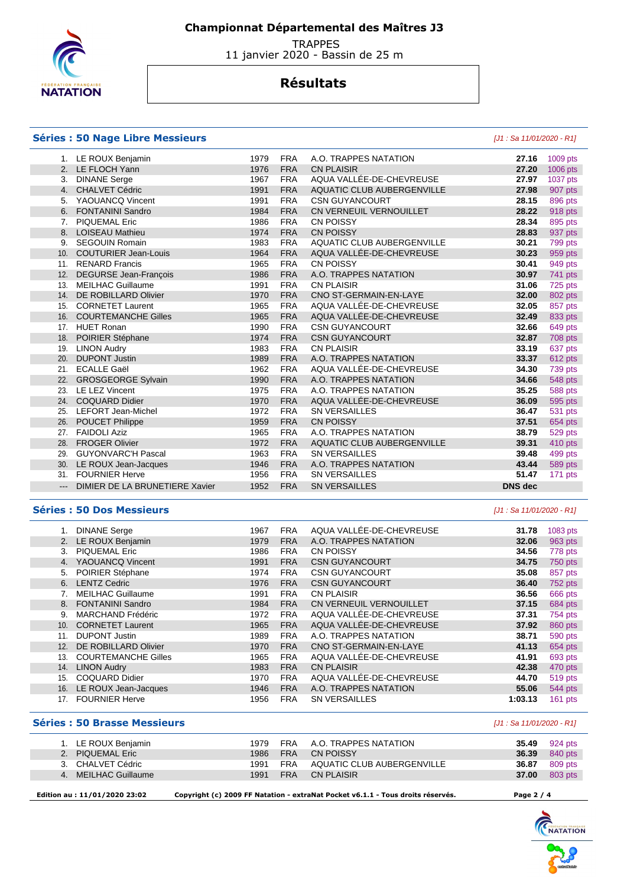# Championnat Départemental des Maîtres J3

TRAPPES
11 janvier 2020 - Bassin de 25 m

## Résultats

### Séries : 50 Nage Libre Messieurs

*[J1 : Sa 11/01/2020 - R1]*

| | | | | | | |
|---|---|---|---|---|---|---|
| 1. | LE ROUX Benjamin | 1979 | FRA | A.O. TRAPPES NATATION | **27.16** | 1009 pts |
| 2. | LE FLOCH Yann | 1976 | FRA | CN PLAISIR | **27.20** | 1006 pts |
| 3. | DINANE Serge | 1967 | FRA | AQUA VALLÉE-DE-CHEVREUSE | **27.97** | 1037 pts |
| 4. | CHALVET Cédric | 1991 | FRA | AQUATIC CLUB AUBERGENVILLE | **27.98** | 907 pts |
| 5. | YAOUANCQ Vincent | 1991 | FRA | CSN GUYANCOURT | **28.15** | 896 pts |
| 6. | FONTANINI Sandro | 1984 | FRA | CN VERNEUIL VERNOUILLET | **28.22** | 918 pts |
| 7. | PIQUEMAL Eric | 1986 | FRA | CN POISSY | **28.34** | 895 pts |
| 8. | LOISEAU Mathieu | 1974 | FRA | CN POISSY | **28.83** | 937 pts |
| 9. | SEGOUIN Romain | 1983 | FRA | AQUATIC CLUB AUBERGENVILLE | **30.21** | 799 pts |
| 10. | COUTURIER Jean-Louis | 1964 | FRA | AQUA VALLÉE-DE-CHEVREUSE | **30.23** | 959 pts |
| 11. | RENARD Francis | 1965 | FRA | CN POISSY | **30.41** | 949 pts |
| 12. | DEGURSE Jean-François | 1986 | FRA | A.O. TRAPPES NATATION | **30.97** | 741 pts |
| 13. | MEILHAC Guillaume | 1991 | FRA | CN PLAISIR | **31.06** | 725 pts |
| 14. | DE ROBILLARD Olivier | 1970 | FRA | CNO ST-GERMAIN-EN-LAYE | **32.00** | 802 pts |
| 15. | CORNETET Laurent | 1965 | FRA | AQUA VALLÉE-DE-CHEVREUSE | **32.05** | 857 pts |
| 16. | COURTEMANCHE Gilles | 1965 | FRA | AQUA VALLÉE-DE-CHEVREUSE | **32.49** | 833 pts |
| 17. | HUET Ronan | 1990 | FRA | CSN GUYANCOURT | **32.66** | 649 pts |
| 18. | POIRIER Stéphane | 1974 | FRA | CSN GUYANCOURT | **32.87** | 708 pts |
| 19. | LINON Audry | 1983 | FRA | CN PLAISIR | **33.19** | 637 pts |
| 20. | DUPONT Justin | 1989 | FRA | A.O. TRAPPES NATATION | **33.37** | 612 pts |
| 21. | ECALLE Gaël | 1962 | FRA | AQUA VALLÉE-DE-CHEVREUSE | **34.30** | 739 pts |
| 22. | GROSGEORGE Sylvain | 1990 | FRA | A.O. TRAPPES NATATION | **34.66** | 548 pts |
| 23. | LE LEZ Vincent | 1975 | FRA | A.O. TRAPPES NATATION | **35.25** | 588 pts |
| 24. | COQUARD Didier | 1970 | FRA | AQUA VALLÉE-DE-CHEVREUSE | **36.09** | 595 pts |
| 25. | LEFORT Jean-Michel | 1972 | FRA | SN VERSAILLES | **36.47** | 531 pts |
| 26. | POUCET Philippe | 1959 | FRA | CN POISSY | **37.51** | 654 pts |
| 27. | FAIDOLI Aziz | 1965 | FRA | A.O. TRAPPES NATATION | **38.79** | 529 pts |
| 28. | FROGER Olivier | 1972 | FRA | AQUATIC CLUB AUBERGENVILLE | **39.31** | 410 pts |
| 29. | GUYONVARC'H Pascal | 1963 | FRA | SN VERSAILLES | **39.48** | 499 pts |
| 30. | LE ROUX Jean-Jacques | 1946 | FRA | A.O. TRAPPES NATATION | **43.44** | 589 pts |
| 31. | FOURNIER Herve | 1956 | FRA | SN VERSAILLES | **51.47** | 171 pts |
| --- | DIMIER DE LA BRUNETIERE Xavier | 1952 | FRA | SN VERSAILLES | **DNS dec** | |

### Séries : 50 Dos Messieurs

*[J1 : Sa 11/01/2020 - R1]*

| | | | | | | |
|---|---|---|---|---|---|---|
| 1. | DINANE Serge | 1967 | FRA | AQUA VALLÉE-DE-CHEVREUSE | **31.78** | 1083 pts |
| 2. | LE ROUX Benjamin | 1979 | FRA | A.O. TRAPPES NATATION | **32.06** | 963 pts |
| 3. | PIQUEMAL Eric | 1986 | FRA | CN POISSY | **34.56** | 778 pts |
| 4. | YAOUANCQ Vincent | 1991 | FRA | CSN GUYANCOURT | **34.75** | 750 pts |
| 5. | POIRIER Stéphane | 1974 | FRA | CSN GUYANCOURT | **35.08** | 857 pts |
| 6. | LENTZ Cedric | 1976 | FRA | CSN GUYANCOURT | **36.40** | 752 pts |
| 7. | MEILHAC Guillaume | 1991 | FRA | CN PLAISIR | **36.56** | 666 pts |
| 8. | FONTANINI Sandro | 1984 | FRA | CN VERNEUIL VERNOUILLET | **37.15** | 684 pts |
| 9. | MARCHAND Frédéric | 1972 | FRA | AQUA VALLÉE-DE-CHEVREUSE | **37.31** | 754 pts |
| 10. | CORNETET Laurent | 1965 | FRA | AQUA VALLÉE-DE-CHEVREUSE | **37.92** | 860 pts |
| 11. | DUPONT Justin | 1989 | FRA | A.O. TRAPPES NATATION | **38.71** | 590 pts |
| 12. | DE ROBILLARD Olivier | 1970 | FRA | CNO ST-GERMAIN-EN-LAYE | **41.13** | 654 pts |
| 13. | COURTEMANCHE Gilles | 1965 | FRA | AQUA VALLÉE-DE-CHEVREUSE | **41.91** | 693 pts |
| 14. | LINON Audry | 1983 | FRA | CN PLAISIR | **42.38** | 470 pts |
| 15. | COQUARD Didier | 1970 | FRA | AQUA VALLÉE-DE-CHEVREUSE | **44.70** | 519 pts |
| 16. | LE ROUX Jean-Jacques | 1946 | FRA | A.O. TRAPPES NATATION | **55.06** | 544 pts |
| 17. | FOURNIER Herve | 1956 | FRA | SN VERSAILLES | **1:03.13** | 161 pts |

### Séries : 50 Brasse Messieurs

*[J1 : Sa 11/01/2020 - R1]*

| | | | | | | |
|---|---|---|---|---|---|---|
| 1. | LE ROUX Benjamin | 1979 | FRA | A.O. TRAPPES NATATION | **35.49** | 924 pts |
| 2. | PIQUEMAL Eric | 1986 | FRA | CN POISSY | **36.39** | 840 pts |
| 3. | CHALVET Cédric | 1991 | FRA | AQUATIC CLUB AUBERGENVILLE | **36.87** | 809 pts |
| 4. | MEILHAC Guillaume | 1991 | FRA | CN PLAISIR | **37.00** | 803 pts |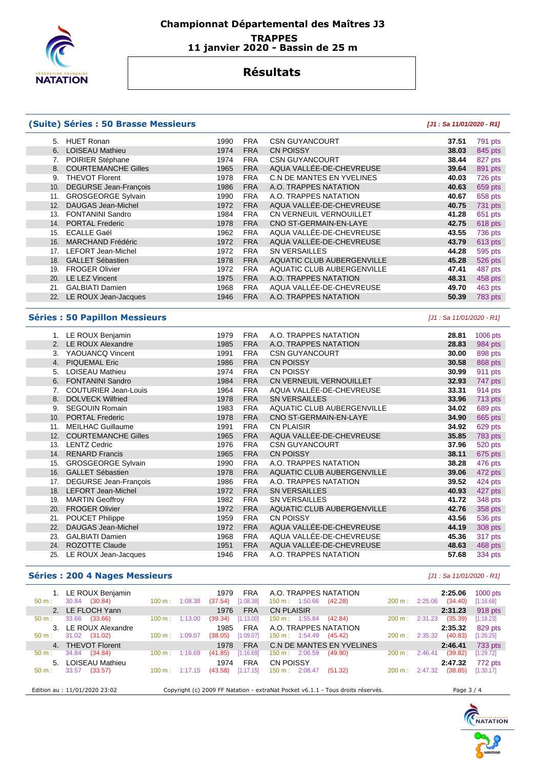# Championnat Départemental des Maîtres J3

**TRAPPES**
**11 janvier 2020 - Bassin de 25 m**

## Résultats

### (Suite) Séries : 50 Brasse Messieurs

*[J1 : Sa 11/01/2020 - R1]*

| Rang | Nom | Année | Nat. | Club | Temps | Points |
|---|---|---|---|---|---|---|
| 5. | HUET Ronan | 1990 | FRA | CSN GUYANCOURT | 37.51 | 791 pts |
| 6. | LOISEAU Mathieu | 1974 | FRA | CN POISSY | 38.03 | 845 pts |
| 7. | POIRIER Stéphane | 1974 | FRA | CSN GUYANCOURT | 38.44 | 827 pts |
| 8. | COURTEMANCHE Gilles | 1965 | FRA | AQUA VALLÉE-DE-CHEVREUSE | 39.64 | 891 pts |
| 9. | THEVOT Florent | 1978 | FRA | C.N DE MANTES EN YVELINES | 40.03 | 726 pts |
| 10. | DEGURSE Jean-François | 1986 | FRA | A.O. TRAPPES NATATION | 40.63 | 659 pts |
| 11. | GROSGEORGE Sylvain | 1990 | FRA | A.O. TRAPPES NATATION | 40.67 | 658 pts |
| 12. | DAUGAS Jean-Michel | 1972 | FRA | AQUA VALLÉE-DE-CHEVREUSE | 40.75 | 731 pts |
| 13. | FONTANINI Sandro | 1984 | FRA | CN VERNEUIL VERNOUILLET | 41.28 | 651 pts |
| 14. | PORTAL Frederic | 1978 | FRA | CNO ST-GERMAIN-EN-LAYE | 42.75 | 618 pts |
| 15. | ECALLE Gaël | 1962 | FRA | AQUA VALLÉE-DE-CHEVREUSE | 43.55 | 736 pts |
| 16. | MARCHAND Frédéric | 1972 | FRA | AQUA VALLÉE-DE-CHEVREUSE | 43.79 | 613 pts |
| 17. | LEFORT Jean-Michel | 1972 | FRA | SN VERSAILLES | 44.28 | 595 pts |
| 18. | GALLET Sébastien | 1978 | FRA | AQUATIC CLUB AUBERGENVILLE | 45.28 | 526 pts |
| 19. | FROGER Olivier | 1972 | FRA | AQUATIC CLUB AUBERGENVILLE | 47.41 | 487 pts |
| 20. | LE LEZ Vincent | 1975 | FRA | A.O. TRAPPES NATATION | 48.31 | 458 pts |
| 21. | GALBIATI Damien | 1968 | FRA | AQUA VALLÉE-DE-CHEVREUSE | 49.70 | 463 pts |
| 22. | LE ROUX Jean-Jacques | 1946 | FRA | A.O. TRAPPES NATATION | 50.39 | 783 pts |

### Séries : 50 Papillon Messieurs

*[J1 : Sa 11/01/2020 - R1]*

| Rang | Nom | Année | Nat. | Club | Temps | Points |
|---|---|---|---|---|---|---|
| 1. | LE ROUX Benjamin | 1979 | FRA | A.O. TRAPPES NATATION | 28.81 | 1006 pts |
| 2. | LE ROUX Alexandre | 1985 | FRA | A.O. TRAPPES NATATION | 28.83 | 984 pts |
| 3. | YAOUANCQ Vincent | 1991 | FRA | CSN GUYANCOURT | 30.00 | 898 pts |
| 4. | PIQUEMAL Eric | 1986 | FRA | CN POISSY | 30.58 | 868 pts |
| 5. | LOISEAU Mathieu | 1974 | FRA | CN POISSY | 30.99 | 911 pts |
| 6. | FONTANINI Sandro | 1984 | FRA | CN VERNEUIL VERNOUILLET | 32.93 | 747 pts |
| 7. | COUTURIER Jean-Louis | 1964 | FRA | AQUA VALLÉE-DE-CHEVREUSE | 33.31 | 914 pts |
| 8. | DOLVECK Wilfried | 1978 | FRA | SN VERSAILLES | 33.96 | 713 pts |
| 9. | SEGOUIN Romain | 1983 | FRA | AQUATIC CLUB AUBERGENVILLE | 34.02 | 689 pts |
| 10. | PORTAL Frederic | 1978 | FRA | CNO ST-GERMAIN-EN-LAYE | 34.90 | 665 pts |
| 11. | MEILHAC Guillaume | 1991 | FRA | CN PLAISIR | 34.92 | 629 pts |
| 12. | COURTEMANCHE Gilles | 1965 | FRA | AQUA VALLÉE-DE-CHEVREUSE | 35.85 | 783 pts |
| 13. | LENTZ Cedric | 1976 | FRA | CSN GUYANCOURT | 37.96 | 520 pts |
| 14. | RENARD Francis | 1965 | FRA | CN POISSY | 38.11 | 675 pts |
| 15. | GROSGEORGE Sylvain | 1990 | FRA | A.O. TRAPPES NATATION | 38.28 | 476 pts |
| 16. | GALLET Sébastien | 1978 | FRA | AQUATIC CLUB AUBERGENVILLE | 39.06 | 472 pts |
| 17. | DEGURSE Jean-François | 1986 | FRA | A.O. TRAPPES NATATION | 39.52 | 424 pts |
| 18. | LEFORT Jean-Michel | 1972 | FRA | SN VERSAILLES | 40.93 | 427 pts |
| 19. | MARTIN Geoffroy | 1982 | FRA | SN VERSAILLES | 41.72 | 348 pts |
| 20. | FROGER Olivier | 1972 | FRA | AQUATIC CLUB AUBERGENVILLE | 42.76 | 358 pts |
| 21. | POUCET Philippe | 1959 | FRA | CN POISSY | 43.56 | 536 pts |
| 22. | DAUGAS Jean-Michel | 1972 | FRA | AQUA VALLÉE-DE-CHEVREUSE | 44.19 | 308 pts |
| 23. | GALBIATI Damien | 1968 | FRA | AQUA VALLÉE-DE-CHEVREUSE | 45.36 | 317 pts |
| 24. | ROZOTTE Claude | 1951 | FRA | AQUA VALLÉE-DE-CHEVREUSE | 48.63 | 468 pts |
| 25. | LE ROUX Jean-Jacques | 1946 | FRA | A.O. TRAPPES NATATION | 57.68 | 334 pts |

### Séries : 200 4 Nages Messieurs

*[J1 : Sa 11/01/2020 - R1]*

| Rang | Nom | Année | Nat. | Club | Temps | Points |
|---|---|---|---|---|---|---|
| 1. | LE ROUX Benjamin | 1979 | FRA | A.O. TRAPPES NATATION | 2:25.06 | 1000 pts |
| | 50 m : 30.84 (30.84) | 100 m : 1:08.38 (37.54) [1:08.38] | | 150 m : 1:50.66 (42.28) | 200 m : 2:25.06 (34.40) [1:16.68] | |
| 2. | LE FLOCH Yann | 1976 | FRA | CN PLAISIR | 2:31.23 | 918 pts |
| | 50 m : 33.66 (33.66) | 100 m : 1:13.00 (39.34) [1:13.00] | | 150 m : 1:55.84 (42.84) | 200 m : 2:31.23 (35.39) [1:18.23] | |
| 3. | LE ROUX Alexandre | 1985 | FRA | A.O. TRAPPES NATATION | 2:35.32 | 829 pts |
| | 50 m : 31.02 (31.02) | 100 m : 1:09.07 (38.05) [1:09.07] | | 150 m : 1:54.49 (45.42) | 200 m : 2:35.32 (40.83) [1:26.25] | |
| 4. | THEVOT Florent | 1978 | FRA | C.N DE MANTES EN YVELINES | 2:46.41 | 733 pts |
| | 50 m : 34.84 (34.84) | 100 m : 1:16.69 (41.85) [1:16.69] | | 150 m : 2:06.59 (49.90) | 200 m : 2:46.41 (39.82) [1:29.72] | |
| 5. | LOISEAU Mathieu | 1974 | FRA | CN POISSY | 2:47.32 | 772 pts |
| | 50 m : 33.57 (33.57) | 100 m : 1:17.15 (43.58) [1:17.15] | | 150 m : 2:08.47 (51.32) | 200 m : 2:47.32 (38.85) [1:30.17] | |

Edition au : 11/01/2020 23:02 — Copyright (c) 2009 FF Natation - extraNat Pocket v6.1.1 - Tous droits réservés.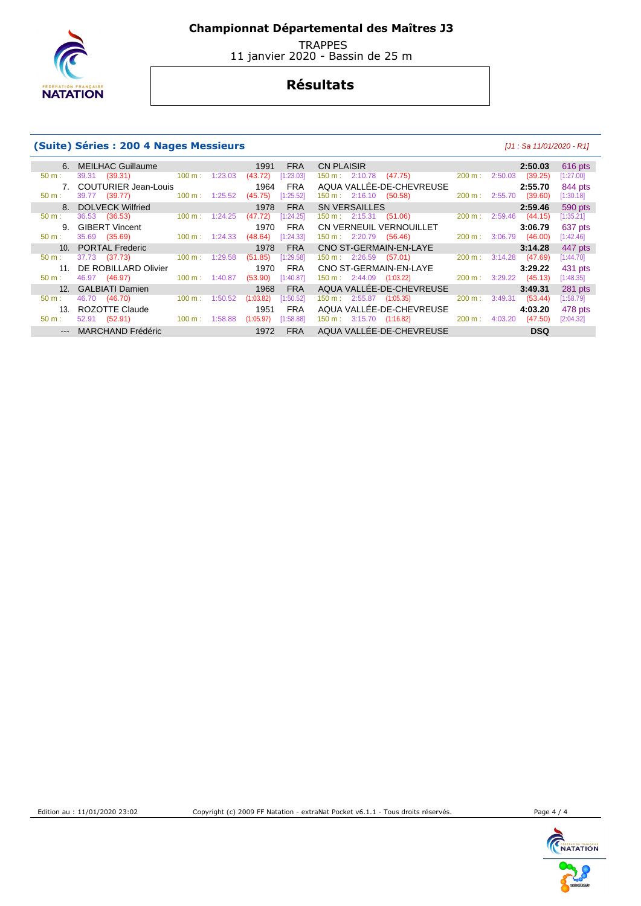# Championnat Départemental des Maîtres J3

TRAPPES
11 janvier 2020 - Bassin de 25 m

## Résultats

### (Suite) Séries : 200 4 Nages Messieurs

*[J1 : Sa 11/01/2020 - R1]*

| | | | | | | | |
|---|---|---|---|---|---|---|---|
| 6. | MEILHAC Guillaume | 1991 | FRA | CN PLAISIR | | 2:50.03 | 616 pts |
| 50 m : 39.31 (39.31) | 100 m : 1:23.03 (43.72) [1:23.03] | | | 150 m : 2:10.78 (47.75) | 200 m : 2:50.03 (39.25) [1:27.00] | | |
| 7. | COUTURIER Jean-Louis | 1964 | FRA | AQUA VALLÉE-DE-CHEVREUSE | | 2:55.70 | 844 pts |
| 50 m : 39.77 (39.77) | 100 m : 1:25.52 (45.75) [1:25.52] | | | 150 m : 2:16.10 (50.58) | 200 m : 2:55.70 (39.60) [1:30.18] | | |
| 8. | DOLVECK Wilfried | 1978 | FRA | SN VERSAILLES | | 2:59.46 | 590 pts |
| 50 m : 36.53 (36.53) | 100 m : 1:24.25 (47.72) [1:24.25] | | | 150 m : 2:15.31 (51.06) | 200 m : 2:59.46 (44.15) [1:35.21] | | |
| 9. | GIBERT Vincent | 1970 | FRA | CN VERNEUIL VERNOUILLET | | 3:06.79 | 637 pts |
| 50 m : 35.69 (35.69) | 100 m : 1:24.33 (48.64) [1:24.33] | | | 150 m : 2:20.79 (56.46) | 200 m : 3:06.79 (46.00) [1:42.46] | | |
| 10. | PORTAL Frederic | 1978 | FRA | CNO ST-GERMAIN-EN-LAYE | | 3:14.28 | 447 pts |
| 50 m : 37.73 (37.73) | 100 m : 1:29.58 (51.85) [1:29.58] | | | 150 m : 2:26.59 (57.01) | 200 m : 3:14.28 (47.69) [1:44.70] | | |
| 11. | DE ROBILLARD Olivier | 1970 | FRA | CNO ST-GERMAIN-EN-LAYE | | 3:29.22 | 431 pts |
| 50 m : 46.97 (46.97) | 100 m : 1:40.87 (53.90) [1:40.87] | | | 150 m : 2:44.09 (1:03.22) | 200 m : 3:29.22 (45.13) [1:48.35] | | |
| 12. | GALBIATI Damien | 1968 | FRA | AQUA VALLÉE-DE-CHEVREUSE | | 3:49.31 | 281 pts |
| 50 m : 46.70 (46.70) | 100 m : 1:50.52 (1:03.82) [1:50.52] | | | 150 m : 2:55.87 (1:05.35) | 200 m : 3:49.31 (53.44) [1:58.79] | | |
| 13. | ROZOTTE Claude | 1951 | FRA | AQUA VALLÉE-DE-CHEVREUSE | | 4:03.20 | 478 pts |
| 50 m : 52.91 (52.91) | 100 m : 1:58.88 (1:05.97) [1:58.88] | | | 150 m : 3:15.70 (1:16.82) | 200 m : 4:03.20 (47.50) [2:04.32] | | |
| --- | MARCHAND Frédéric | 1972 | FRA | AQUA VALLÉE-DE-CHEVREUSE | | DSQ | |

Edition au : 11/01/2020 23:02

Copyright (c) 2009 FF Natation - extraNat Pocket v6.1.1 - Tous droits réservés.